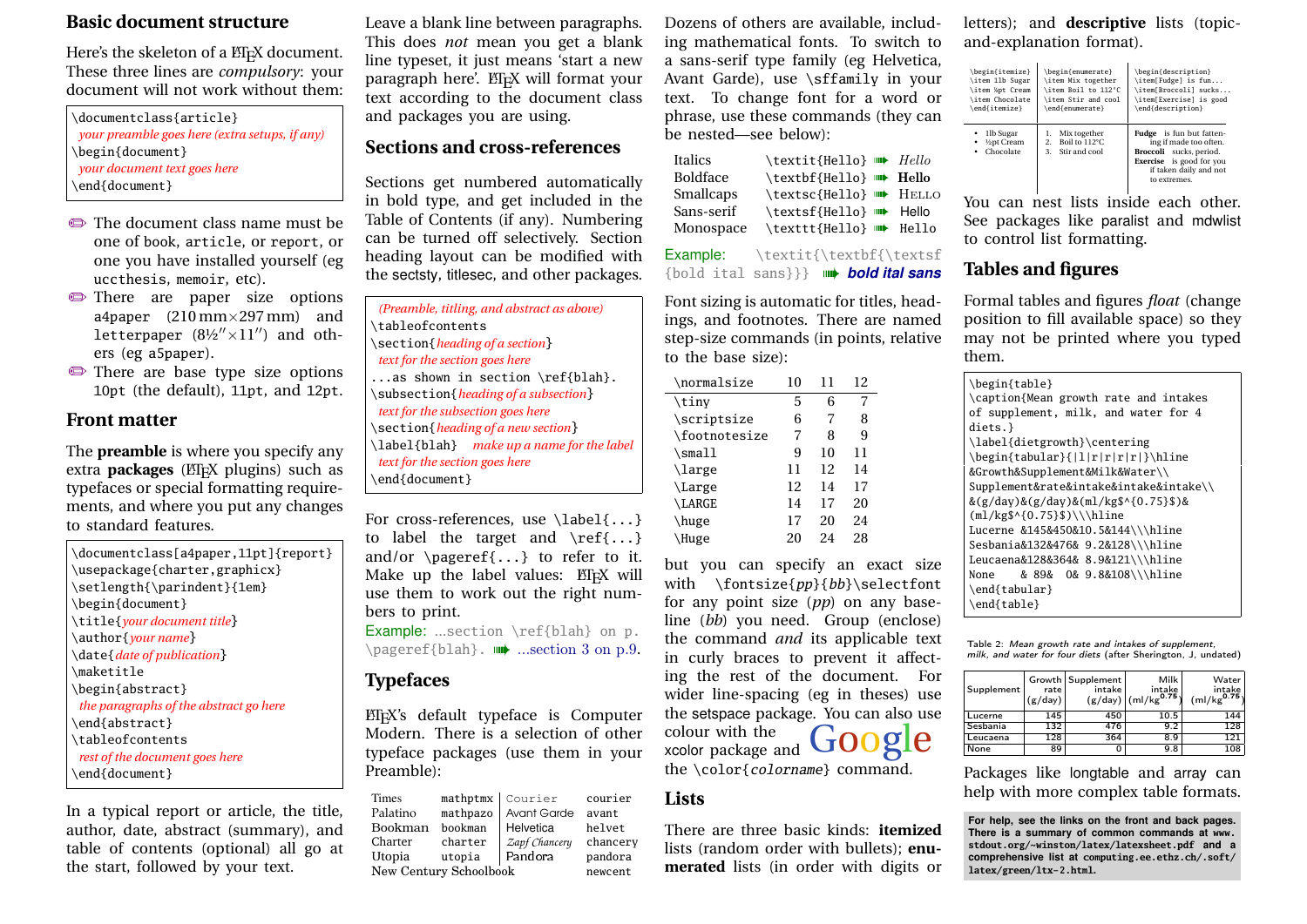## Basic document structure

Here's the skeleton of a LaTeX document. These three lines are *compulsory*: your document will not work without them:

```
\documentclass{article}
  your preamble goes here (extra setups, if any)
\begin{document}
  your document text goes here
\end{document}
```

- The document class name must be one of book, article, or report, or one you have installed yourself (eg uccthesis, memoir, etc).
- There are paper size options a4paper (210 mm×297 mm) and letterpaper (8½″×11″) and others (eg a5paper).
- There are base type size options 10pt (the default), 11pt, and 12pt.

## Front matter

The **preamble** is where you specify any extra **packages** (LaTeX plugins) such as typefaces or special formatting requirements, and where you put any changes to standard features.

```
\documentclass[a4paper,11pt]{report}
\usepackage{charter,graphicx}
\setlength{\parindent}{1em}
\begin{document}
\title{your document title}
\author{your name}
\date{date of publication}
\maketitle
\begin{abstract}
  the paragraphs of the abstract go here
\end{abstract}
\tableofcontents
  rest of the document goes here
\end{document}
```

In a typical report or article, the title, author, date, abstract (summary), and table of contents (optional) all go at the start, followed by your text.

Leave a blank line between paragraphs. This does *not* mean you get a blank line typeset, it just means 'start a new paragraph here'. LaTeX will format your text according to the document class and packages you are using.

## Sections and cross-references

Sections get numbered automatically in bold type, and get included in the Table of Contents (if any). Numbering can be turned off selectively. Section heading layout can be modified with the sectsty, titlesec, and other packages.

```
  (Preamble, titling, and abstract as above)
\tableofcontents
\section{heading of a section}
  text for the section goes here
...as shown in section \ref{blah}.
\subsection{heading of a subsection}
  text for the subsection goes here
\section{heading of a new section}
\label{blah}   make up a name for the label
  text for the section goes here
\end{document}
```

For cross-references, use `\label{...}` to label the target and `\ref{...}` and/or `\pageref{...}` to refer to it. Make up the label values: LaTeX will use them to work out the right numbers to print.

Example: ...section `\ref{blah}` on p. `\pageref{blah}`. ➠ ...section 3 on p.9.

## Typefaces

LaTeX's default typeface is Computer Modern. There is a selection of other typeface packages (use them in your Preamble):

| | | | |
|---|---|---|---|
| Times | mathptmx | Courier | courier |
| Palatino | mathpazo | Avant Garde | avant |
| Bookman | bookman | Helvetica | helvet |
| Charter | charter | Zapf Chancery | chancery |
| Utopia | utopia | Pandora | pandora |
| New Century Schoolbook | | | newcent |

Dozens of others are available, including mathematical fonts. To switch to a sans-serif type family (eg Helvetica, Avant Garde), use `\sffamily` in your text. To change font for a word or phrase, use these commands (they can be nested—see below):

| | | |
|---|---|---|
| Italics | `\textit{Hello}` ➠ | *Hello* |
| Boldface | `\textbf{Hello}` ➠ | **Hello** |
| Smallcaps | `\textsc{Hello}` ➠ | HELLO |
| Sans-serif | `\textsf{Hello}` ➠ | Hello |
| Monospace | `\texttt{Hello}` ➠ | Hello |

Example: `\textit{\textbf{\textsf{bold ital sans}}}` ➠ ***bold ital sans***

Font sizing is automatic for titles, headings, and footnotes. There are named step-size commands (in points, relative to the base size):

| \normalsize | 10 | 11 | 12 |
|---|---|---|---|
| \tiny | 5 | 6 | 7 |
| \scriptsize | 6 | 7 | 8 |
| \footnotesize | 7 | 8 | 9 |
| \small | 9 | 10 | 11 |
| \large | 11 | 12 | 14 |
| \Large | 12 | 14 | 17 |
| \LARGE | 14 | 17 | 20 |
| \huge | 17 | 20 | 24 |
| \Huge | 20 | 24 | 28 |

but you can specify an exact size with `\fontsize{pp}{bb}\selectfont` for any point size (*pp*) on any baseline (*bb*) you need. Group (enclose) the command *and* its applicable text in curly braces to prevent it affecting the rest of the document. For wider line-spacing (eg in theses) use the setspace package. You can also use colour with the xcolor package and Google the `\color{colorname}` command.

## Lists

There are three basic kinds: **itemized** lists (random order with bullets); **enumerated** lists (in order with digits or letters); and **descriptive** lists (topic-and-explanation format).

```
\begin{itemize}
\item 1lb Sugar
\item ½pt Cream
\item Chocolate
\end{itemize}
```

```
\begin{enumerate}
\item Mix together
\item Boil to 112°C
\item Stir and cool
\end{enumerate}
```

```
\begin{description}
\item[Fudge] is fun but...
\item[Broccoli] sucks...
\item[Exercise] is good
\end{description}
```

- 1lb Sugar
- ½pt Cream
- Chocolate

1. Mix together
2. Boil to 112°C
3. Stir and cool

**Fudge** is fun but fattening if made too often.
**Broccoli** sucks, period.
**Exercise** is good for you if taken daily and not to extremes.

You can nest lists inside each other. See packages like paralist and mdwlist to control list formatting.

## Tables and figures

Formal tables and figures *float* (change position to fill available space) so they may not be printed where you typed them.

```
\begin{table}
\caption{Mean growth rate and intakes
of supplement, milk, and water for 4
diets.}
\label{dietgrowth}\centering
\begin{tabular}{|l|r|r|r|r|}\hline
&Growth&Supplement&Milk&Water\\
Supplement&rate&intake&intake&intake\\
&(g/day)&(g/day)&(ml/kg$^{0.75}$)&
(ml/kg$^{0.75}$)\\\hline
Lucerne &145&450&10.5&144\\\hline
Sesbania&132&476& 9.2&128\\\hline
Leucaena&128&364& 8.9&121\\\hline
None    & 89&  0& 9.8&108\\\hline
\end{tabular}
\end{table}
```

Table 2: *Mean growth rate and intakes of supplement, milk, and water for four diets* (after Sherington, J, undated)

| Supplement | Growth rate (g/day) | Supplement intake (g/day) | Milk intake (ml/kg$^{0.75}$) | Water intake (ml/kg$^{0.75}$) |
|---|---|---|---|---|
| Lucerne | 145 | 450 | 10.5 | 144 |
| Sesbania | 132 | 476 | 9.2 | 128 |
| Leucaena | 128 | 364 | 8.9 | 121 |
| None | 89 | 0 | 9.8 | 108 |

Packages like longtable and array can help with more complex table formats.

**For help, see the links on the front and back pages. There is a summary of common commands at www.stdout.org/~winston/latex/latexsheet.pdf and a comprehensive list at computing.ee.ethz.ch/.soft/latex/green/ltx-2.html.**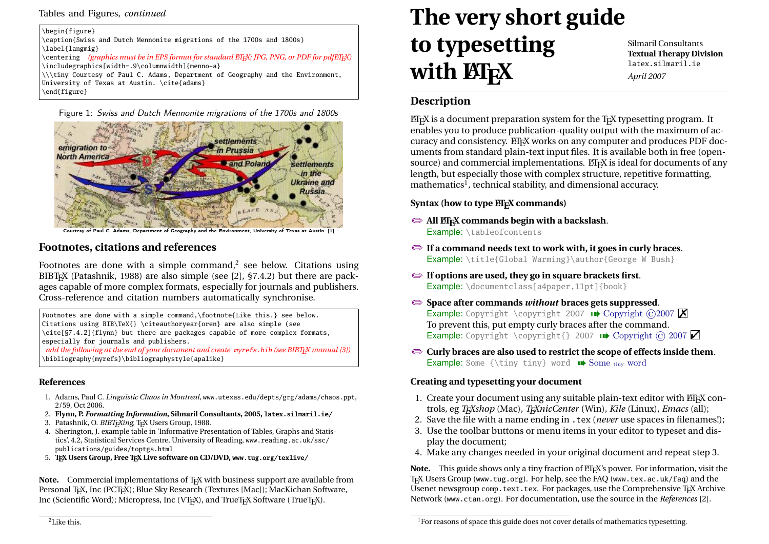Tables and Figures, *continued*

```
\begin{figure}
\caption{Swiss and Dutch Mennonite migrations of the 1700s and 1800s}
\label{langmig}
\centering  (graphics must be in EPS format for standard LaTeX; JPG, PNG, or PDF for pdfLaTeX)
\includegraphics[width=.9\columnwidth]{menno-a}
\\\tiny Courtesy of Paul C. Adams, Department of Geography and the Environment,
University of Texas at Austin. \cite{adams}
\end{figure}
```

Figure 1: *Swiss and Dutch Mennonite migrations of the 1700s and 1800s*

emigration to North America

settlements in Prussia and Poland

settlements in the Ukraine and Russia

Courtesy of Paul C. Adams, Department of Geography and the Environment, University of Texas at Austin. [1]

## Footnotes, citations and references

Footnotes are done with a simple command,[2] see below. Citations using BIBTEX (Patashnik, 1988) are also simple (see [2], §7.4.2) but there are packages capable of more complex formats, especially for journals and publishers. Cross-reference and citation numbers automatically synchronise.

```
Footnotes are done with a simple command,\footnote{Like this.} see below.
Citations using BIB\TeX{} \citeauthoryear{oren} are also simple (see
\cite[§7.4.2]{flynn} but there are packages capable of more complex formats,
especially for journals and publishers.
 add the following at the end of your document and create myrefs.bib (see BIBTEX manual [3])
\bibliography{myrefs}\bibliographystyle{apalike}
```

### References

1. Adams, Paul C. *Linguistic Chaos in Montreal*, www.utexas.edu/depts/grg/adams/chaos.ppt, 2/59, Oct 2006.
2. **Flynn, P. *Formatting Information*, Silmaril Consultants, 2005, latex.silmaril.ie/**
3. Patashnik, O. *BIBTEXing*, TEX Users Group, 1988.
4. Sherington, J. example table in 'Informative Presentation of Tables, Graphs and Statistics', 4.2, Statistical Services Centre, University of Reading, www.reading.ac.uk/ssc/publications/guides/toptgs.html
5. **TEX Users Group, Free TEX Live software on CD/DVD, www.tug.org/texlive/**

**Note.** Commercial implementations of TEX with business support are available from Personal TEX, Inc (PCTEX); Blue Sky Research (Textures [Mac]); MacKichan Software, Inc (Scientific Word); Micropress, Inc (VTEX), and TrueTEX Software (TrueTEX).

[2] Like this.

# The very short guide to typesetting with LaTeX

Silmaril Consultants
**Textual Therapy Division**
latex.silmaril.ie
*April 2007*

## Description

LaTeX is a document preparation system for the TEX typesetting program. It enables you to produce publication-quality output with the maximum of accuracy and consistency. LaTeX works on any computer and produces PDF documents from standard plain-text input files. It is available both in free (open-source) and commercial implementations. LaTeX is ideal for documents of any length, but especially those with complex structure, repetitive formatting, mathematics[1], technical stability, and dimensional accuracy.

### Syntax (how to type LaTeX commands)

- **All LaTeX commands begin with a backslash.**
  Example: `\tableofcontents`
- **If a command needs text to work with, it goes in curly braces.**
  Example: `\title{Global Warming}\author{George W Bush}`
- **If options are used, they go in square brackets first.**
  Example: `\documentclass[a4paper,11pt]{book}`
- **Space after commands *without* braces gets suppressed.**
  Example: `Copyright \copyright 2007` ➠ Copyright ©2007 ✗
  To prevent this, put empty curly braces after the command.
  Example: `Copyright \copyright{} 2007` ➠ Copyright © 2007 ✓
- **Curly braces are also used to restrict the scope of effects inside them.**
  Example: `Some {\tiny tiny} word` ➠ Some tiny word

### Creating and typesetting your document

1. Create your document using any suitable plain-text editor with LaTeX controls, eg *TEXshop* (Mac), *TEXnicCenter* (Win), *Kile* (Linux), *Emacs* (all);
2. Save the file with a name ending in .tex (*never* use spaces in filenames!);
3. Use the toolbar buttons or menu items in your editor to typeset and display the document;
4. Make any changes needed in your original document and repeat step 3.

**Note.** This guide shows only a tiny fraction of LaTeX's power. For information, visit the TEX Users Group (www.tug.org). For help, see the FAQ (www.tex.ac.uk/faq) and the Usenet newsgroup comp.text.tex. For packages, use the Comprehensive TEX Archive Network (www.ctan.org). For documentation, use the source in the *References* [2].

[1] For reasons of space this guide does not cover details of mathematics typesetting.